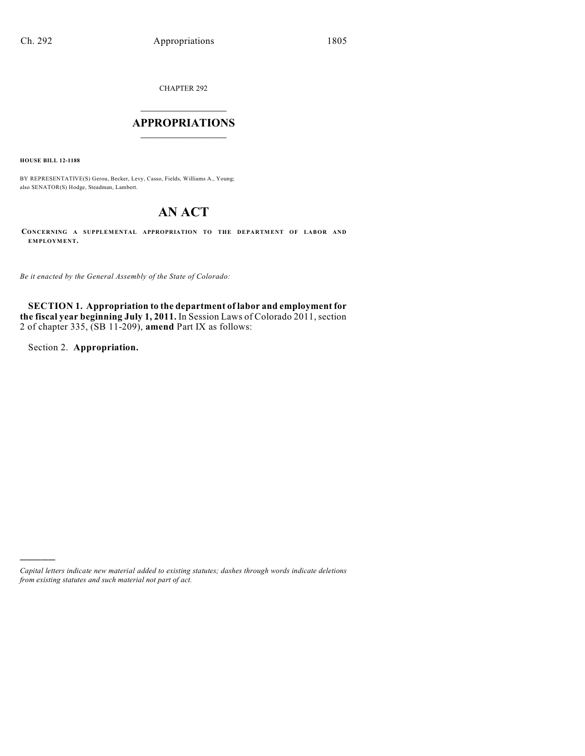CHAPTER 292

# APPROPRIATIONS

**HOUSE BILL 12-1188**

BY REPRESENTATIVE(S) Gerou, Becker, Levy, Casso, Fields, Williams A., Young; also SENATOR(S) Hodge, Steadman, Lambert.

# AN ACT

**CONCERNING A SUPPLEMENTAL APPROPRIATION TO THE DEPARTMENT OF LABOR AND EMPLOYMENT.**

*Be it enacted by the General Assembly of the State of Colorado:*

**SECTION 1. Appropriation to the department of labor and employment for the fiscal year beginning July 1, 2011.** In Session Laws of Colorado 2011, section 2 of chapter 335, (SB 11-209), **amend** Part IX as follows:

Section 2. **Appropriation.**

---

*Capital letters indicate new material added to existing statutes; dashes through words indicate deletions from existing statutes and such material not part of act.*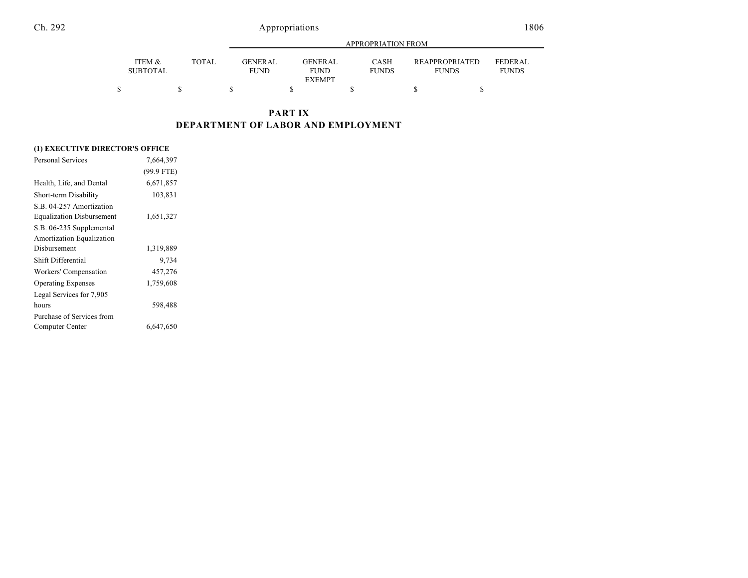| | ITEM & SUBTOTAL | TOTAL | APPROPRIATION FROM | | | | |
|---|---|---|---|---|---|---|---|
| | | | GENERAL FUND | GENERAL FUND EXEMPT | CASH FUNDS | REAPPROPRIATED FUNDS | FEDERAL FUNDS |
| | $ | $ | $ | $ | $ | $ | $ |

# PART IX
## DEPARTMENT OF LABOR AND EMPLOYMENT

| | ITEM & SUBTOTAL | TOTAL | GENERAL FUND | GENERAL FUND EXEMPT | CASH FUNDS | REAPPROPRIATED FUNDS | FEDERAL FUNDS |
|---|---|---|---|---|---|---|---|
| **(1) EXECUTIVE DIRECTOR'S OFFICE** | | | | | | | |
| Personal Services | 7,664,397 | | | | | | |
| | (99.9 FTE) | | | | | | |
| Health, Life, and Dental | 6,671,857 | | | | | | |
| Short-term Disability | 103,831 | | | | | | |
| S.B. 04-257 Amortization Equalization Disbursement | 1,651,327 | | | | | | |
| S.B. 06-235 Supplemental Amortization Equalization Disbursement | 1,319,889 | | | | | | |
| Shift Differential | 9,734 | | | | | | |
| Workers' Compensation | 457,276 | | | | | | |
| Operating Expenses | 1,759,608 | | | | | | |
| Legal Services for 7,905 hours | 598,488 | | | | | | |
| Purchase of Services from Computer Center | 6,647,650 | | | | | | |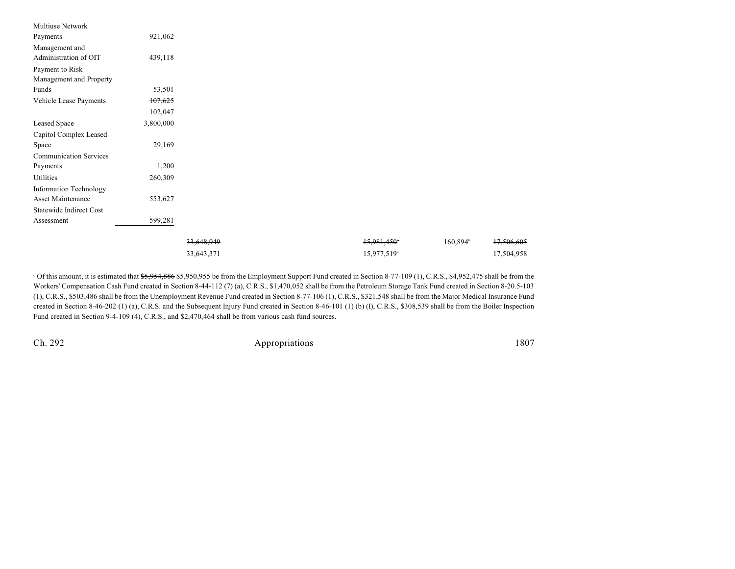| | | | | | | |
|---|---|---|---|---|---|---|
| Multiuse Network Payments | 921,062 | | | | | |
| Management and Administration of OIT | 439,118 | | | | | |
| Payment to Risk Management and Property Funds | 53,501 | | | | | |
| Vehicle Lease Payments | ~~107,625~~ 102,047 | | | | | |
| Leased Space | 3,800,000 | | | | | |
| Capitol Complex Leased Space | 29,169 | | | | | |
| Communication Services Payments | 1,200 | | | | | |
| Utilities | 260,309 | | | | | |
| Information Technology Asset Maintenance | 553,627 | | | | | |
| Statewide Indirect Cost Assessment | 599,281 | | | | | |
| | | ~~33,648,949~~ 33,643,371 | | ~~15,981,450~~[a] 15,977,519[a] | 160,894[b] | ~~17,506,605~~ 17,504,958 |

[a] Of this amount, it is estimated that ~~$5,954,886~~ $5,950,955 be from the Employment Support Fund created in Section 8-77-109 (1), C.R.S., $4,952,475 shall be from the Workers' Compensation Cash Fund created in Section 8-44-112 (7) (a), C.R.S., $1,470,052 shall be from the Petroleum Storage Tank Fund created in Section 8-20.5-103 (1), C.R.S., $503,486 shall be from the Unemployment Revenue Fund created in Section 8-77-106 (1), C.R.S., $321,548 shall be from the Major Medical Insurance Fund created in Section 8-46-202 (1) (a), C.R.S. and the Subsequent Injury Fund created in Section 8-46-101 (1) (b) (I), C.R.S., $308,539 shall be from the Boiler Inspection Fund created in Section 9-4-109 (4), C.R.S., and $2,470,464 shall be from various cash fund sources.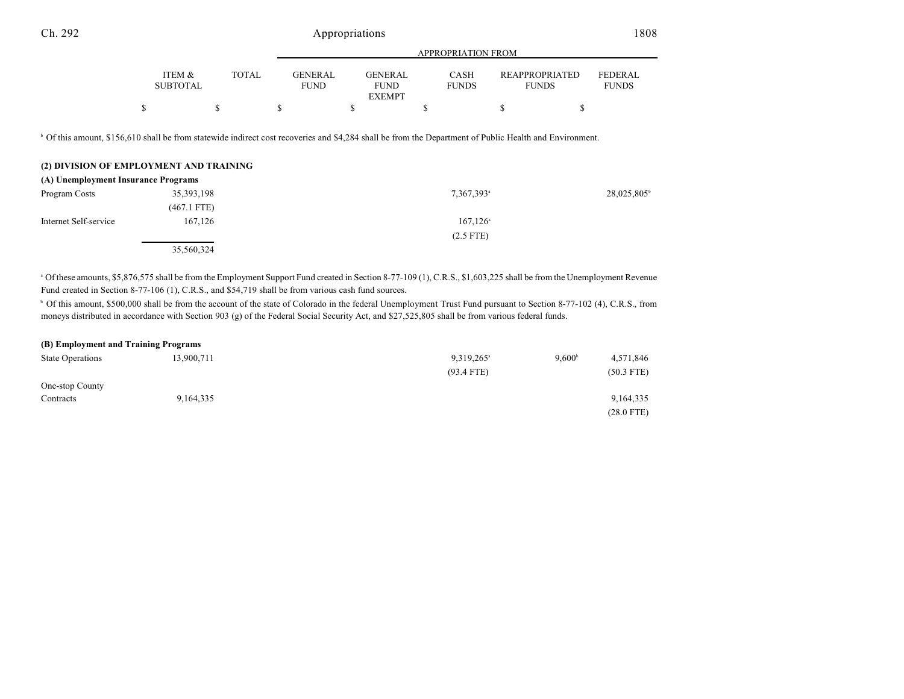| | ITEM & SUBTOTAL | TOTAL | GENERAL FUND | GENERAL FUND EXEMPT | CASH FUNDS | REAPPROPRIATED FUNDS | FEDERAL FUNDS |
|---|---|---|---|---|---|---|---|
| | | | APPROPRIATION FROM | | | | |
| | $ | $ | $ | $ | $ | $ | $ |

[b] Of this amount, $156,610 shall be from statewide indirect cost recoveries and $4,284 shall be from the Department of Public Health and Environment.

**(2) DIVISION OF EMPLOYMENT AND TRAINING**

**(A) Unemployment Insurance Programs**

| | ITEM & SUBTOTAL | TOTAL | GENERAL FUND | GENERAL FUND EXEMPT | CASH FUNDS | REAPPROPRIATED FUNDS | FEDERAL FUNDS |
|---|---|---|---|---|---|---|---|
| Program Costs | 35,393,198 | | | | 7,367,393[a] | | 28,025,805[b] |
| | (467.1 FTE) | | | | | | |
| Internet Self-service | 167,126 | | | | 167,126[a] | | |
| | | | | | (2.5 FTE) | | |
| | 35,560,324 | | | | | | |

[a] Of these amounts, $5,876,575 shall be from the Employment Support Fund created in Section 8-77-109 (1), C.R.S., $1,603,225 shall be from the Unemployment Revenue Fund created in Section 8-77-106 (1), C.R.S., and $54,719 shall be from various cash fund sources.

[b] Of this amount, $500,000 shall be from the account of the state of Colorado in the federal Unemployment Trust Fund pursuant to Section 8-77-102 (4), C.R.S., from moneys distributed in accordance with Section 903 (g) of the Federal Social Security Act, and $27,525,805 shall be from various federal funds.

**(B) Employment and Training Programs**

| | ITEM & SUBTOTAL | TOTAL | GENERAL FUND | GENERAL FUND EXEMPT | CASH FUNDS | REAPPROPRIATED FUNDS | FEDERAL FUNDS |
|---|---|---|---|---|---|---|---|
| State Operations | 13,900,711 | | | | 9,319,265[a] | 9,600[b] | 4,571,846 |
| | | | | | (93.4 FTE) | | (50.3 FTE) |
| One-stop County Contracts | 9,164,335 | | | | | | 9,164,335 |
| | | | | | | | (28.0 FTE) |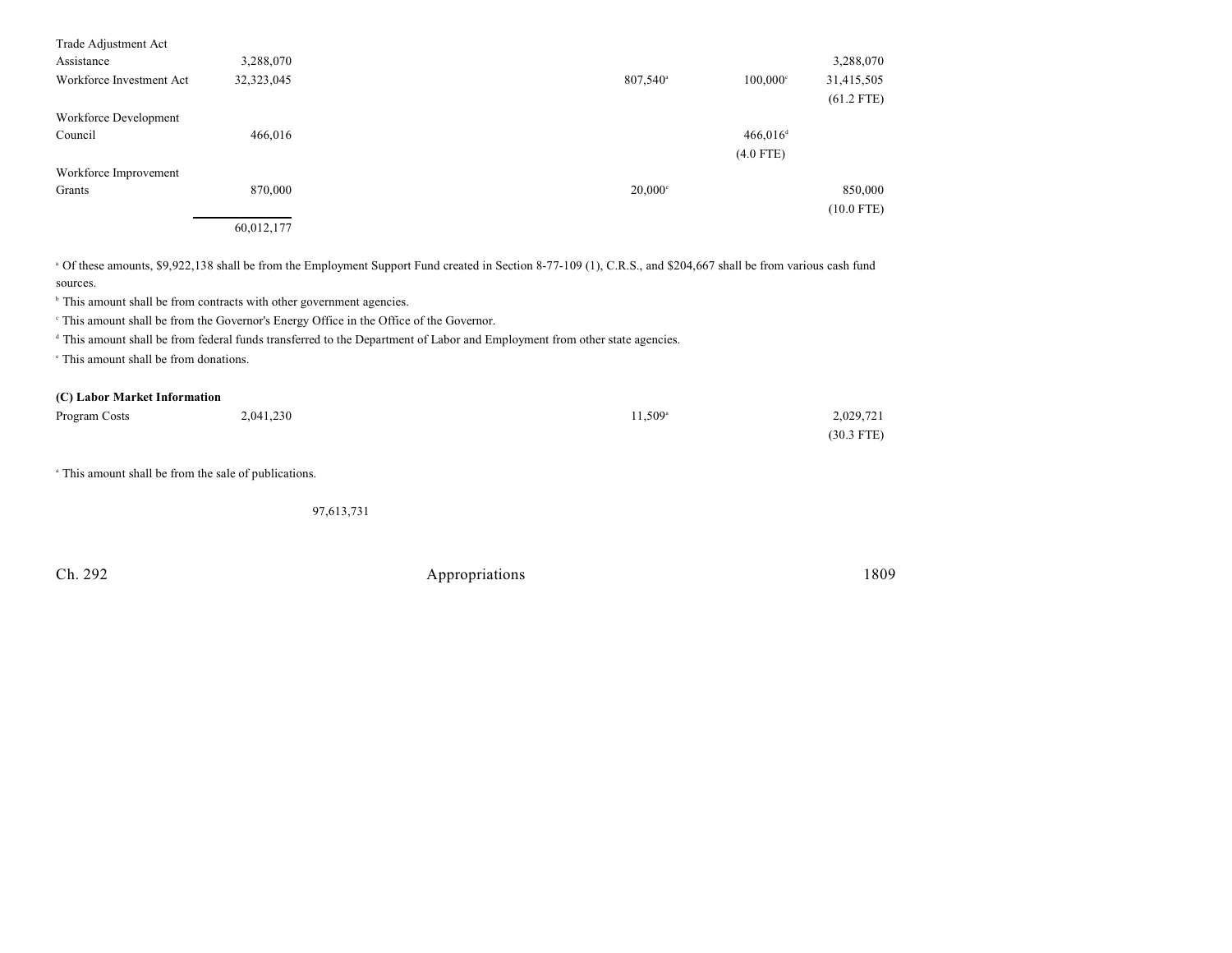| | | | | | | |
|---|---|---|---|---|---|---|
| Trade Adjustment Act Assistance | 3,288,070 | | | | | 3,288,070 |
| Workforce Investment Act | 32,323,045 | | | 807,540[a] | 100,000[c] | 31,415,505<br>(61.2 FTE) |
| Workforce Development Council | 466,016 | | | | 466,016[d]<br>(4.0 FTE) | |
| Workforce Improvement Grants | 870,000 | | | 20,000[e] | | 850,000<br>(10.0 FTE) |
| | 60,012,177 | | | | | |

[a] Of these amounts, $9,922,138 shall be from the Employment Support Fund created in Section 8-77-109 (1), C.R.S., and $204,667 shall be from various cash fund sources.

[b] This amount shall be from contracts with other government agencies.

[c] This amount shall be from the Governor's Energy Office in the Office of the Governor.

[d] This amount shall be from federal funds transferred to the Department of Labor and Employment from other state agencies.

[e] This amount shall be from donations.

**(C) Labor Market Information**

| | | | | | | |
|---|---|---|---|---|---|---|
| Program Costs | 2,041,230 | | | 11,509[a] | | 2,029,721<br>(30.3 FTE) |

[a] This amount shall be from the sale of publications.

| | | | | | | |
|---|---|---|---|---|---|---|
| | | 97,613,731 | | | | |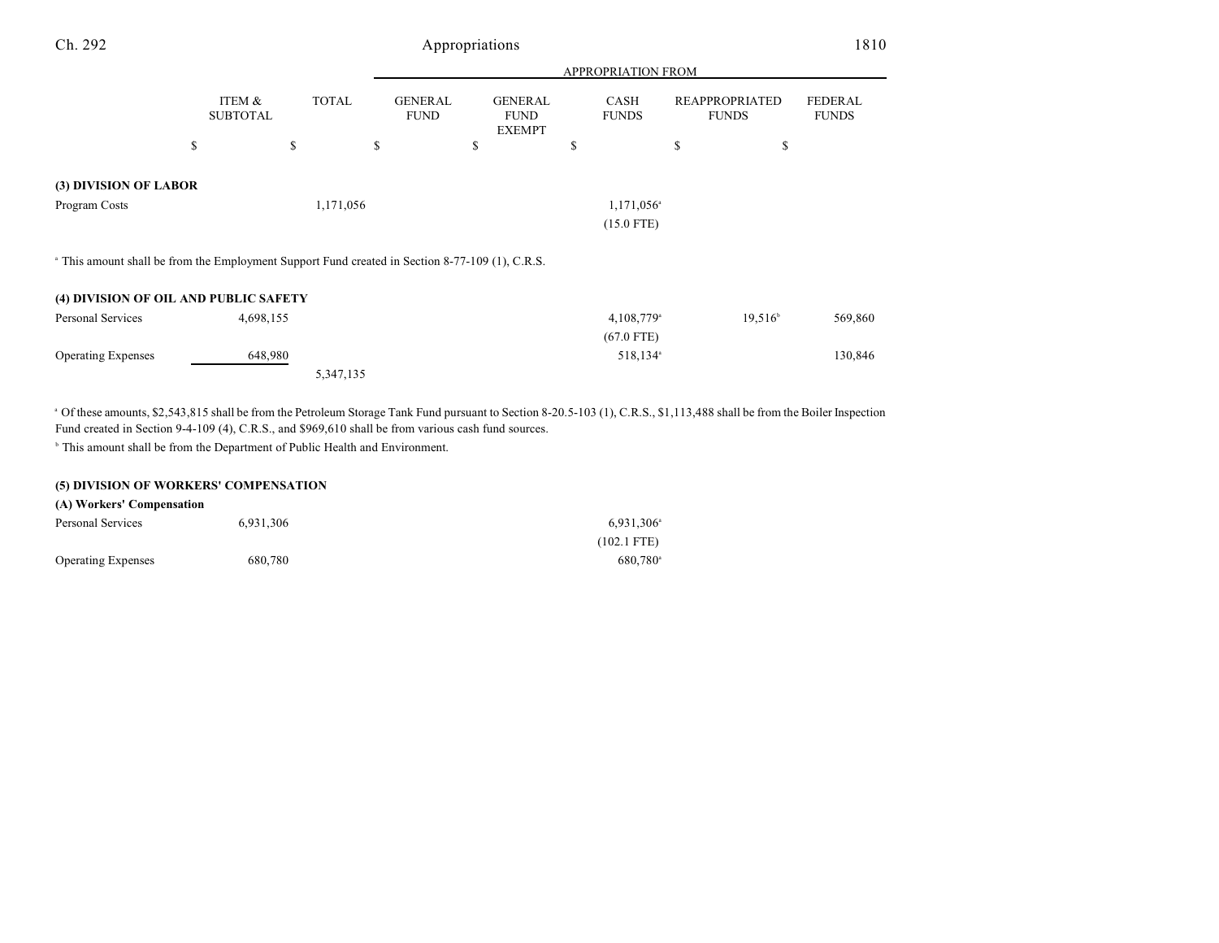| | ITEM & SUBTOTAL | TOTAL | GENERAL FUND | GENERAL FUND EXEMPT | CASH FUNDS | REAPPROPRIATED FUNDS | FEDERAL FUNDS |
|---|---|---|---|---|---|---|---|
| | | | APPROPRIATION FROM | | | | |
| | $ | $ | $ | $ | $ | $ | $ |
| **(3) DIVISION OF LABOR** | | | | | | | |
| Program Costs | | 1,171,056 | | | 1,171,056[a] | | |
| | | | | | (15.0 FTE) | | |

[a] This amount shall be from the Employment Support Fund created in Section 8-77-109 (1), C.R.S.

| | ITEM & SUBTOTAL | TOTAL | GENERAL FUND | GENERAL FUND EXEMPT | CASH FUNDS | REAPPROPRIATED FUNDS | FEDERAL FUNDS |
|---|---|---|---|---|---|---|---|
| **(4) DIVISION OF OIL AND PUBLIC SAFETY** | | | | | | | |
| Personal Services | 4,698,155 | | | | 4,108,779[a] | 19,516[b] | 569,860 |
| | | | | | (67.0 FTE) | | |
| Operating Expenses | 648,980 | | | | 518,134[a] | | 130,846 |
| | | 5,347,135 | | | | | |

[a] Of these amounts, $2,543,815 shall be from the Petroleum Storage Tank Fund pursuant to Section 8-20.5-103 (1), C.R.S., $1,113,488 shall be from the Boiler Inspection Fund created in Section 9-4-109 (4), C.R.S., and $969,610 shall be from various cash fund sources.

[b] This amount shall be from the Department of Public Health and Environment.

| | ITEM & SUBTOTAL | TOTAL | GENERAL FUND | GENERAL FUND EXEMPT | CASH FUNDS | REAPPROPRIATED FUNDS | FEDERAL FUNDS |
|---|---|---|---|---|---|---|---|
| **(5) DIVISION OF WORKERS' COMPENSATION** | | | | | | | |
| **(A) Workers' Compensation** | | | | | | | |
| Personal Services | 6,931,306 | | | | 6,931,306[a] | | |
| | | | | | (102.1 FTE) | | |
| Operating Expenses | 680,780 | | | | 680,780[a] | | |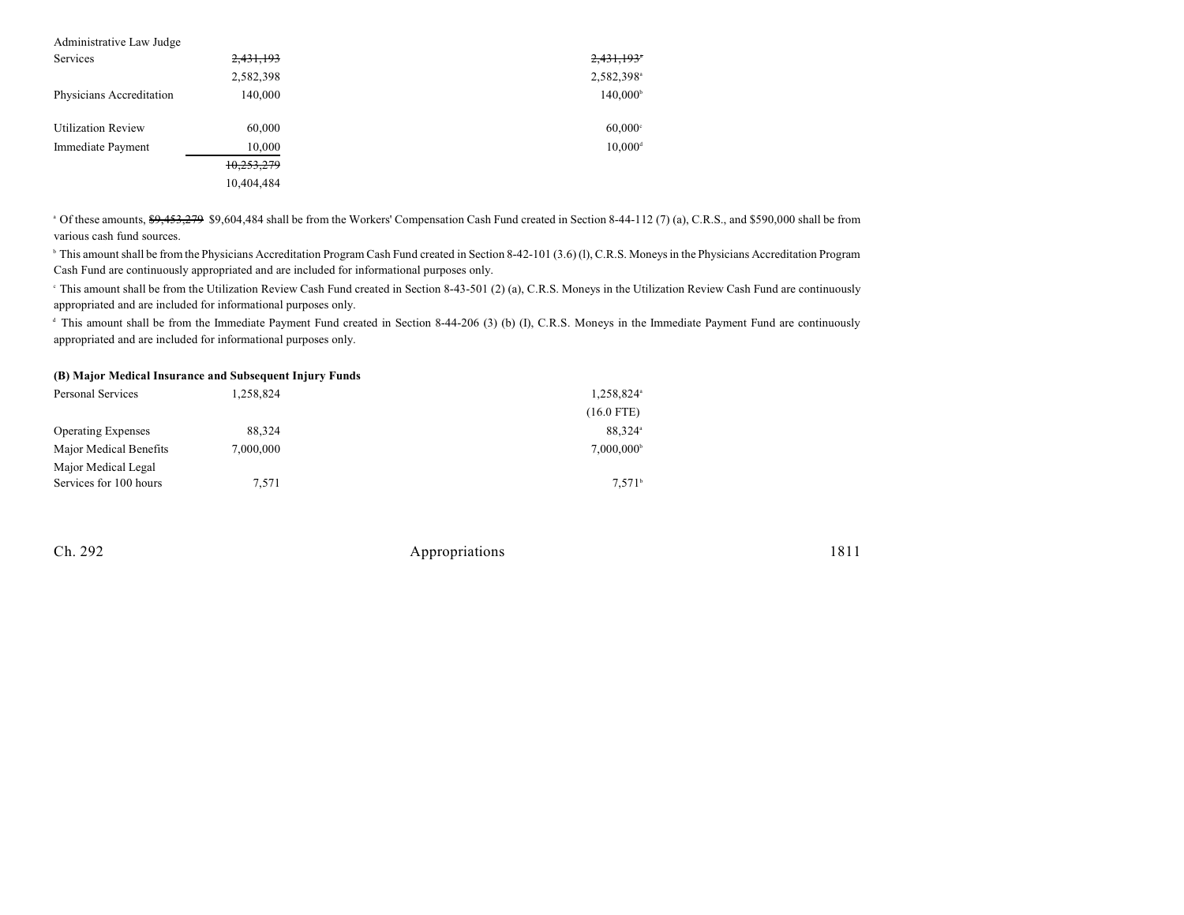| | | | | |
|---|---|---|---|---|
| Administrative Law Judge Services | ~~2,431,193~~ 2,582,398 | | ~~2,431,193~~[a] 2,582,398[a] | |
| Physicians Accreditation | 140,000 | | 140,000[b] | |
| Utilization Review | 60,000 | | 60,000[c] | |
| Immediate Payment | 10,000 | | 10,000[d] | |
| | ~~10,253,279~~ 10,404,484 | | | |

[a] Of these amounts, ~~$9,453,279~~ $9,604,484 shall be from the Workers' Compensation Cash Fund created in Section 8-44-112 (7) (a), C.R.S., and $590,000 shall be from various cash fund sources.

[b] This amount shall be from the Physicians Accreditation Program Cash Fund created in Section 8-42-101 (3.6) (l), C.R.S. Moneys in the Physicians Accreditation Program Cash Fund are continuously appropriated and are included for informational purposes only.

[c] This amount shall be from the Utilization Review Cash Fund created in Section 8-43-501 (2) (a), C.R.S. Moneys in the Utilization Review Cash Fund are continuously appropriated and are included for informational purposes only.

[d] This amount shall be from the Immediate Payment Fund created in Section 8-44-206 (3) (b) (I), C.R.S. Moneys in the Immediate Payment Fund are continuously appropriated and are included for informational purposes only.

**(B) Major Medical Insurance and Subsequent Injury Funds**

| | | | | |
|---|---|---|---|---|
| Personal Services | 1,258,824 | | 1,258,824[a] (16.0 FTE) | |
| Operating Expenses | 88,324 | | 88,324[a] | |
| Major Medical Benefits | 7,000,000 | | 7,000,000[b] | |
| Major Medical Legal Services for 100 hours | 7,571 | | 7,571[b] | |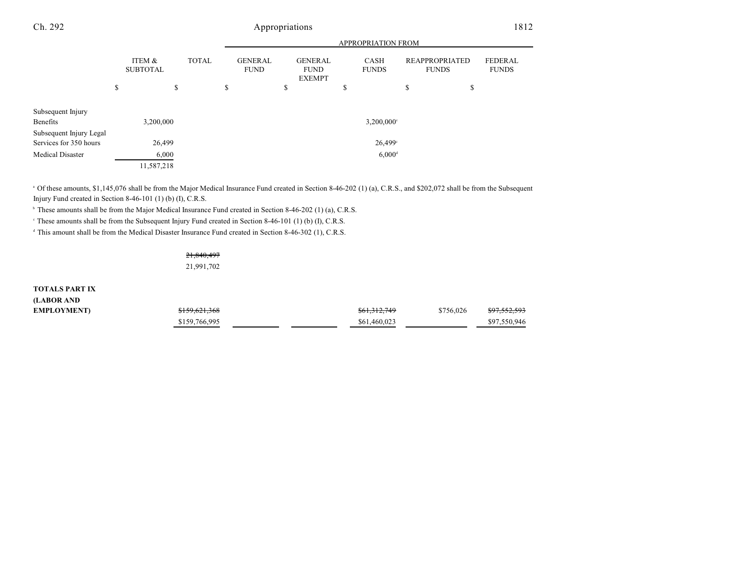| | ITEM & SUBTOTAL | TOTAL | APPROPRIATION FROM GENERAL FUND | GENERAL FUND EXEMPT | CASH FUNDS | REAPPROPRIATED FUNDS | FEDERAL FUNDS |
|---|---|---|---|---|---|---|---|
| | $ | $ | $ | $ | $ | $ | $ |
| Subsequent Injury Benefits | 3,200,000 | | | | 3,200,000[c] | | |
| Subsequent Injury Legal Services for 350 hours | 26,499 | | | | 26,499[c] | | |
| Medical Disaster | 6,000 | | | | 6,000[d] | | |
| | 11,587,218 | | | | | | |

[a] Of these amounts, $1,145,076 shall be from the Major Medical Insurance Fund created in Section 8-46-202 (1) (a), C.R.S., and $202,072 shall be from the Subsequent Injury Fund created in Section 8-46-101 (1) (b) (I), C.R.S.

[b] These amounts shall be from the Major Medical Insurance Fund created in Section 8-46-202 (1) (a), C.R.S.

[c] These amounts shall be from the Subsequent Injury Fund created in Section 8-46-101 (1) (b) (I), C.R.S.

[d] This amount shall be from the Medical Disaster Insurance Fund created in Section 8-46-302 (1), C.R.S.

| | ITEM & SUBTOTAL | TOTAL | GENERAL FUND | GENERAL FUND EXEMPT | CASH FUNDS | REAPPROPRIATED FUNDS | FEDERAL FUNDS |
|---|---|---|---|---|---|---|---|
| | | ~~21,840,497~~ 21,991,702 | | | | | |
| **TOTALS PART IX (LABOR AND EMPLOYMENT)** | | ~~$159,621,368~~ $159,766,995 | | | ~~$61,312,749~~ $61,460,023 | $756,026 | ~~$97,552,593~~ $97,550,946 |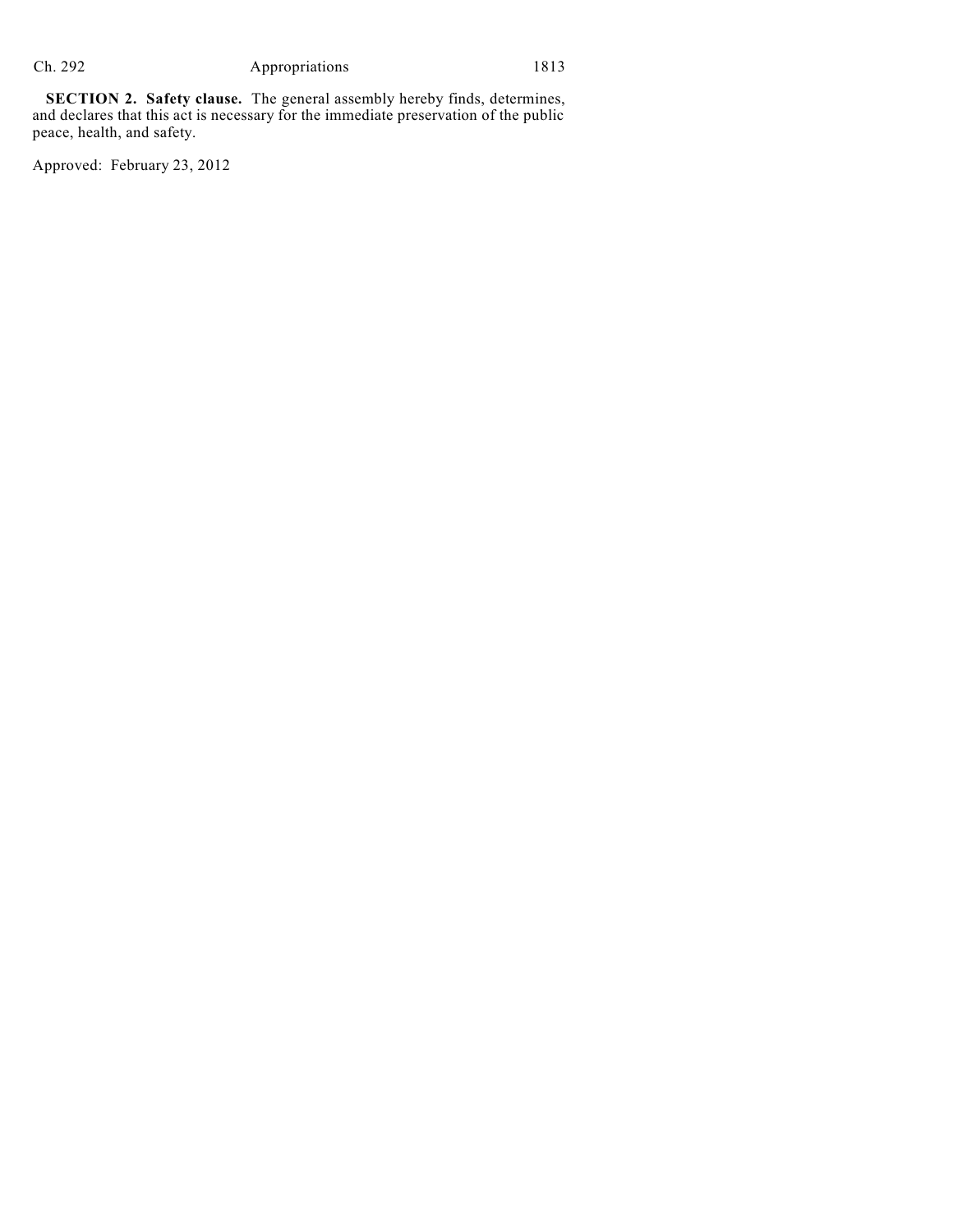**SECTION 2. Safety clause.** The general assembly hereby finds, determines, and declares that this act is necessary for the immediate preservation of the public peace, health, and safety.

Approved: February 23, 2012